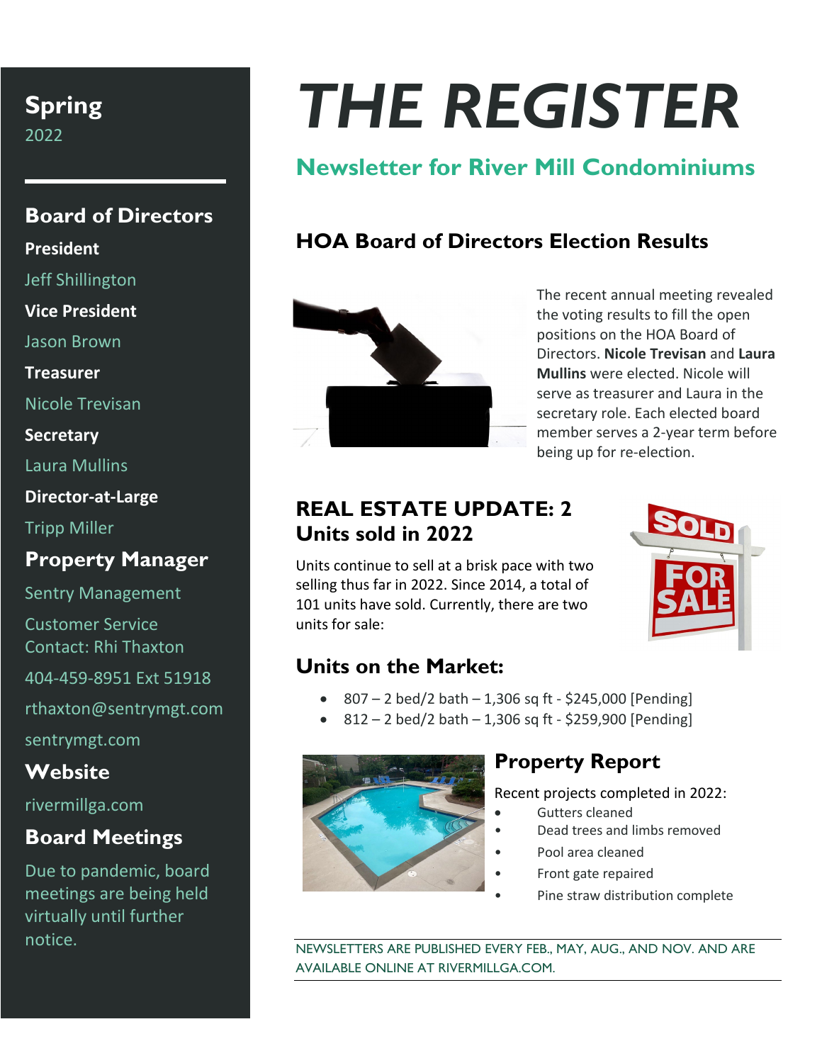# THE REGISTER

## Newsletter for River Mill Condominiums

**Spring**
2022

## Board of Directors

**President**

Jeff Shillington

**Vice President**

Jason Brown

**Treasurer**

Nicole Trevisan

**Secretary**

Laura Mullins

**Director-at-Large**

Tripp Miller

## Property Manager

Sentry Management

Customer Service Contact: Rhi Thaxton

404-459-8951 Ext 51918

rthaxton@sentrymgt.com

sentrymgt.com

## Website

rivermillga.com

## Board Meetings

Due to pandemic, board meetings are being held virtually until further notice.

## HOA Board of Directors Election Results

The recent annual meeting revealed the voting results to fill the open positions on the HOA Board of Directors. **Nicole Trevisan** and **Laura Mullins** were elected. Nicole will serve as treasurer and Laura in the secretary role. Each elected board member serves a 2-year term before being up for re-election.

## REAL ESTATE UPDATE: 2 Units sold in 2022

Units continue to sell at a brisk pace with two selling thus far in 2022. Since 2014, a total of 101 units have sold. Currently, there are two units for sale:

### Units on the Market:

- 807 – 2 bed/2 bath – 1,306 sq ft - $245,000 [Pending]
- 812 – 2 bed/2 bath – 1,306 sq ft - $259,900 [Pending]

## Property Report

Recent projects completed in 2022:

- Gutters cleaned
- Dead trees and limbs removed
- Pool area cleaned
- Front gate repaired
- Pine straw distribution complete

NEWSLETTERS ARE PUBLISHED EVERY FEB., MAY, AUG., AND NOV. AND ARE AVAILABLE ONLINE AT RIVERMILLGA.COM.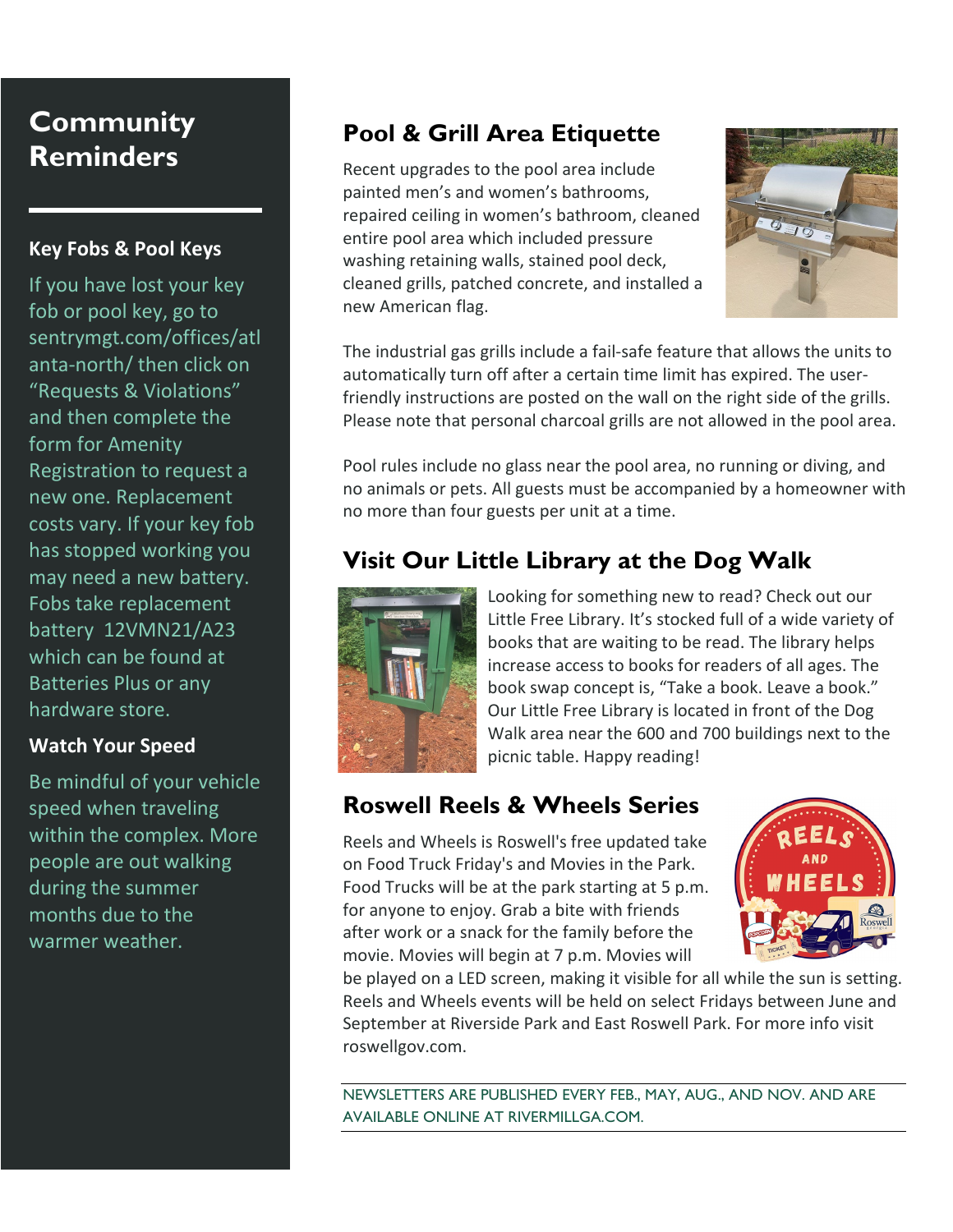## Community Reminders

### Key Fobs & Pool Keys

If you have lost your key fob or pool key, go to sentrymgt.com/offices/atlanta-north/ then click on "Requests & Violations" and then complete the form for Amenity Registration to request a new one. Replacement costs vary. If your key fob has stopped working you may need a new battery. Fobs take replacement battery 12VMN21/A23 which can be found at Batteries Plus or any hardware store.

### Watch Your Speed

Be mindful of your vehicle speed when traveling within the complex. More people are out walking during the summer months due to the warmer weather.

## Pool & Grill Area Etiquette

Recent upgrades to the pool area include painted men's and women's bathrooms, repaired ceiling in women's bathroom, cleaned entire pool area which included pressure washing retaining walls, stained pool deck, cleaned grills, patched concrete, and installed a new American flag.

The industrial gas grills include a fail-safe feature that allows the units to automatically turn off after a certain time limit has expired. The user-friendly instructions are posted on the wall on the right side of the grills. Please note that personal charcoal grills are not allowed in the pool area.

Pool rules include no glass near the pool area, no running or diving, and no animals or pets. All guests must be accompanied by a homeowner with no more than four guests per unit at a time.

## Visit Our Little Library at the Dog Walk

Looking for something new to read? Check out our Little Free Library. It's stocked full of a wide variety of books that are waiting to be read. The library helps increase access to books for readers of all ages. The book swap concept is, "Take a book. Leave a book." Our Little Free Library is located in front of the Dog Walk area near the 600 and 700 buildings next to the picnic table. Happy reading!

## Roswell Reels & Wheels Series

Reels and Wheels is Roswell's free updated take on Food Truck Friday's and Movies in the Park. Food Trucks will be at the park starting at 5 p.m. for anyone to enjoy. Grab a bite with friends after work or a snack for the family before the movie. Movies will begin at 7 p.m. Movies will be played on a LED screen, making it visible for all while the sun is setting. Reels and Wheels events will be held on select Fridays between June and September at Riverside Park and East Roswell Park. For more info visit roswellgov.com.

NEWSLETTERS ARE PUBLISHED EVERY FEB., MAY, AUG., AND NOV. AND ARE AVAILABLE ONLINE AT RIVERMILLGA.COM.